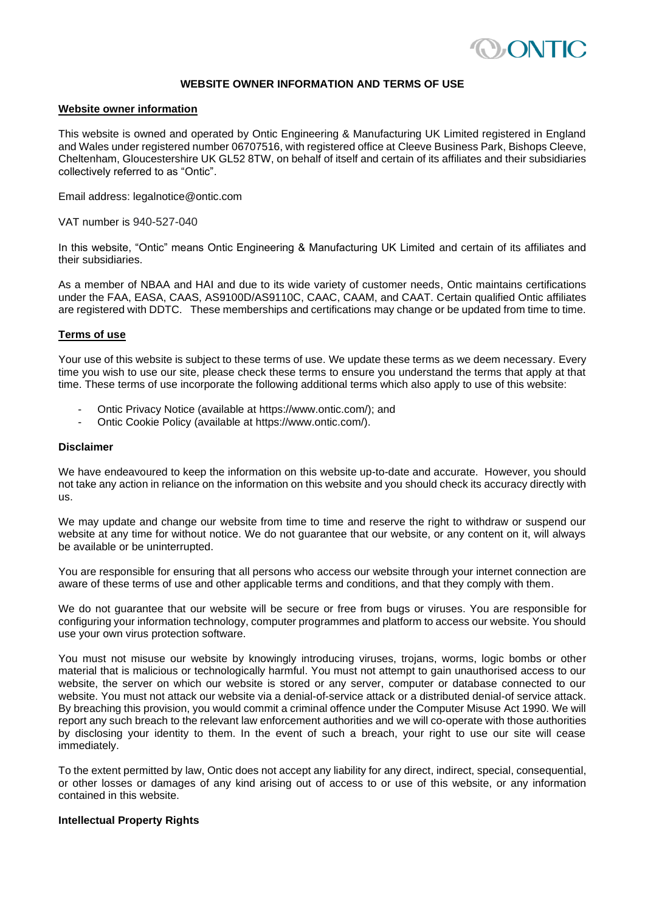# WEBSITE OWNER INFORMATION AND TERMS OF USE

## Website owner information

This website is owned and operated by Ontic Engineering & Manufacturing UK Limited registered in England and Wales under registered number 06707516, with registered office at Cleeve Business Park, Bishops Cleeve, Cheltenham, Gloucestershire UK GL52 8TW, on behalf of itself and certain of its affiliates and their subsidiaries collectively referred to as "Ontic".

Email address: legalnotice@ontic.com

VAT number is 940-527-040

In this website, "Ontic" means Ontic Engineering & Manufacturing UK Limited and certain of its affiliates and their subsidiaries.

As a member of NBAA and HAI and due to its wide variety of customer needs, Ontic maintains certifications under the FAA, EASA, CAAS, AS9100D/AS9110C, CAAC, CAAM, and CAAT. Certain qualified Ontic affiliates are registered with DDTC. These memberships and certifications may change or be updated from time to time.

## Terms of use

Your use of this website is subject to these terms of use. We update these terms as we deem necessary. Every time you wish to use our site, please check these terms to ensure you understand the terms that apply at that time. These terms of use incorporate the following additional terms which also apply to use of this website:

- Ontic Privacy Notice (available at https://www.ontic.com/); and
- Ontic Cookie Policy (available at https://www.ontic.com/).

### Disclaimer

We have endeavoured to keep the information on this website up-to-date and accurate. However, you should not take any action in reliance on the information on this website and you should check its accuracy directly with us.

We may update and change our website from time to time and reserve the right to withdraw or suspend our website at any time for without notice. We do not guarantee that our website, or any content on it, will always be available or be uninterrupted.

You are responsible for ensuring that all persons who access our website through your internet connection are aware of these terms of use and other applicable terms and conditions, and that they comply with them.

We do not guarantee that our website will be secure or free from bugs or viruses. You are responsible for configuring your information technology, computer programmes and platform to access our website. You should use your own virus protection software.

You must not misuse our website by knowingly introducing viruses, trojans, worms, logic bombs or other material that is malicious or technologically harmful. You must not attempt to gain unauthorised access to our website, the server on which our website is stored or any server, computer or database connected to our website. You must not attack our website via a denial-of-service attack or a distributed denial-of service attack. By breaching this provision, you would commit a criminal offence under the Computer Misuse Act 1990. We will report any such breach to the relevant law enforcement authorities and we will co-operate with those authorities by disclosing your identity to them. In the event of such a breach, your right to use our site will cease immediately.

To the extent permitted by law, Ontic does not accept any liability for any direct, indirect, special, consequential, or other losses or damages of any kind arising out of access to or use of this website, or any information contained in this website.

### Intellectual Property Rights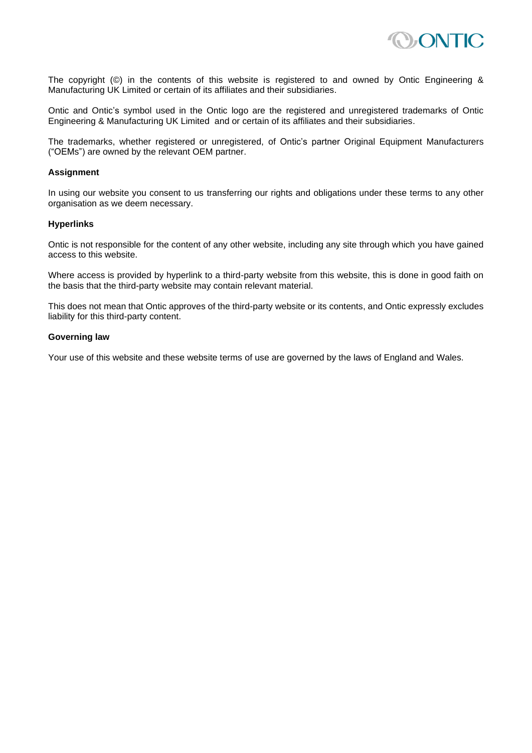The copyright (©) in the contents of this website is registered to and owned by Ontic Engineering & Manufacturing UK Limited or certain of its affiliates and their subsidiaries.

Ontic and Ontic's symbol used in the Ontic logo are the registered and unregistered trademarks of Ontic Engineering & Manufacturing UK Limited and or certain of its affiliates and their subsidiaries.

The trademarks, whether registered or unregistered, of Ontic's partner Original Equipment Manufacturers ("OEMs") are owned by the relevant OEM partner.

**Assignment**

In using our website you consent to us transferring our rights and obligations under these terms to any other organisation as we deem necessary.

**Hyperlinks**

Ontic is not responsible for the content of any other website, including any site through which you have gained access to this website.

Where access is provided by hyperlink to a third-party website from this website, this is done in good faith on the basis that the third-party website may contain relevant material.

This does not mean that Ontic approves of the third-party website or its contents, and Ontic expressly excludes liability for this third-party content.

**Governing law**

Your use of this website and these website terms of use are governed by the laws of England and Wales.